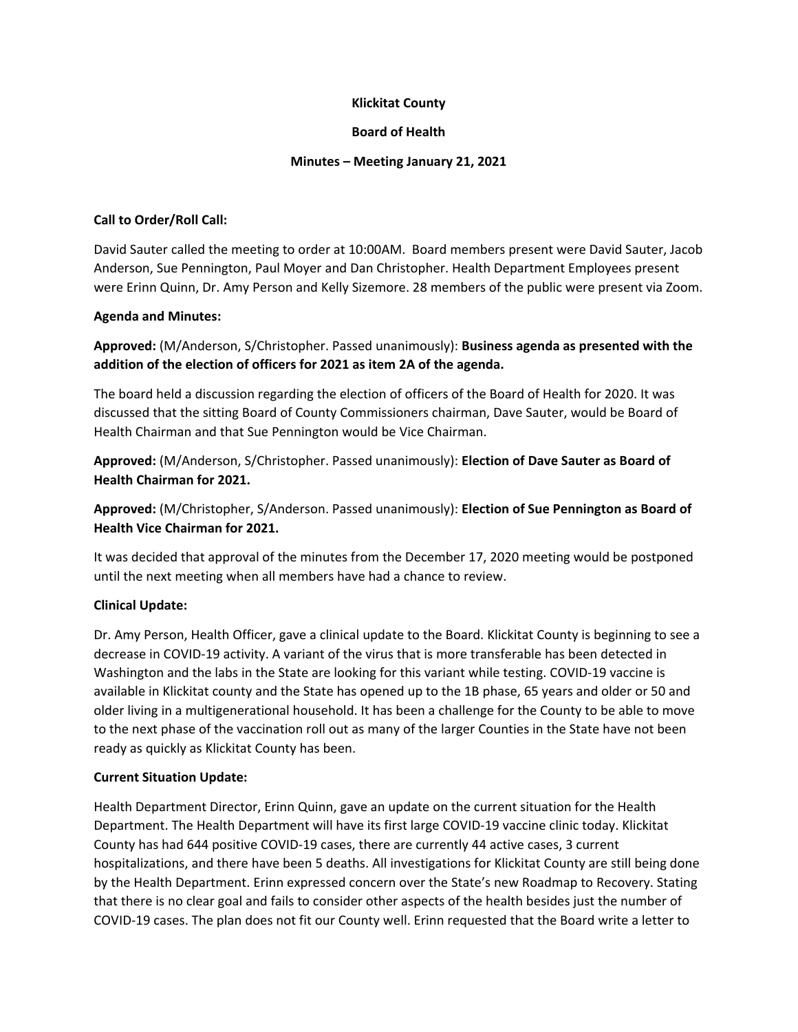# Klickitat County

## Board of Health

### Minutes – Meeting January 21, 2021

**Call to Order/Roll Call:**

David Sauter called the meeting to order at 10:00AM. Board members present were David Sauter, Jacob Anderson, Sue Pennington, Paul Moyer and Dan Christopher. Health Department Employees present were Erinn Quinn, Dr. Amy Person and Kelly Sizemore. 28 members of the public were present via Zoom.

**Agenda and Minutes:**

**Approved:** (M/Anderson, S/Christopher. Passed unanimously): **Business agenda as presented with the addition of the election of officers for 2021 as item 2A of the agenda.**

The board held a discussion regarding the election of officers of the Board of Health for 2020. It was discussed that the sitting Board of County Commissioners chairman, Dave Sauter, would be Board of Health Chairman and that Sue Pennington would be Vice Chairman.

**Approved:** (M/Anderson, S/Christopher. Passed unanimously): **Election of Dave Sauter as Board of Health Chairman for 2021.**

**Approved:** (M/Christopher, S/Anderson. Passed unanimously): **Election of Sue Pennington as Board of Health Vice Chairman for 2021.**

It was decided that approval of the minutes from the December 17, 2020 meeting would be postponed until the next meeting when all members have had a chance to review.

**Clinical Update:**

Dr. Amy Person, Health Officer, gave a clinical update to the Board. Klickitat County is beginning to see a decrease in COVID-19 activity. A variant of the virus that is more transferable has been detected in Washington and the labs in the State are looking for this variant while testing. COVID-19 vaccine is available in Klickitat county and the State has opened up to the 1B phase, 65 years and older or 50 and older living in a multigenerational household. It has been a challenge for the County to be able to move to the next phase of the vaccination roll out as many of the larger Counties in the State have not been ready as quickly as Klickitat County has been.

**Current Situation Update:**

Health Department Director, Erinn Quinn, gave an update on the current situation for the Health Department. The Health Department will have its first large COVID-19 vaccine clinic today. Klickitat County has had 644 positive COVID-19 cases, there are currently 44 active cases, 3 current hospitalizations, and there have been 5 deaths. All investigations for Klickitat County are still being done by the Health Department. Erinn expressed concern over the State's new Roadmap to Recovery. Stating that there is no clear goal and fails to consider other aspects of the health besides just the number of COVID-19 cases. The plan does not fit our County well. Erinn requested that the Board write a letter to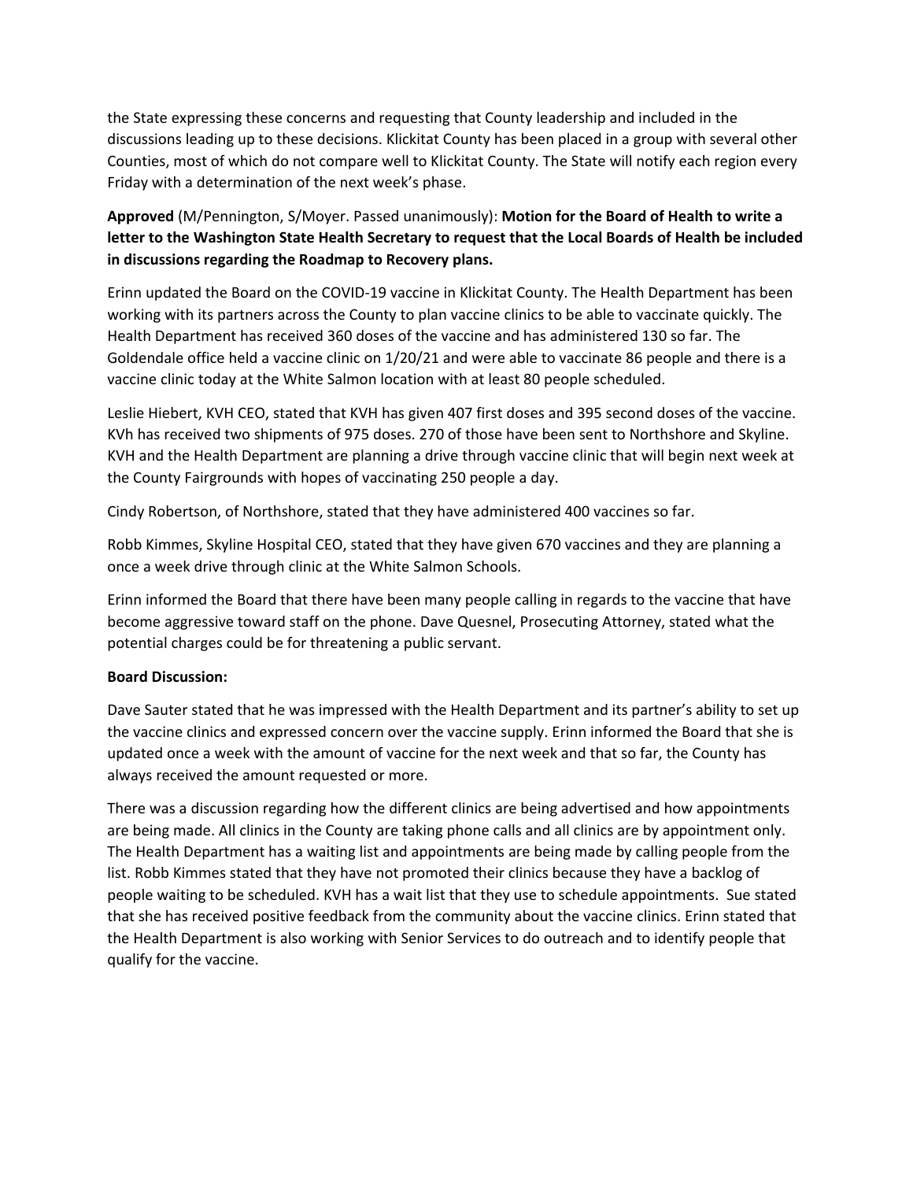the State expressing these concerns and requesting that County leadership and included in the discussions leading up to these decisions. Klickitat County has been placed in a group with several other Counties, most of which do not compare well to Klickitat County. The State will notify each region every Friday with a determination of the next week's phase.

**Approved** (M/Pennington, S/Moyer. Passed unanimously): **Motion for the Board of Health to write a letter to the Washington State Health Secretary to request that the Local Boards of Health be included in discussions regarding the Roadmap to Recovery plans.**

Erinn updated the Board on the COVID-19 vaccine in Klickitat County. The Health Department has been working with its partners across the County to plan vaccine clinics to be able to vaccinate quickly. The Health Department has received 360 doses of the vaccine and has administered 130 so far. The Goldendale office held a vaccine clinic on 1/20/21 and were able to vaccinate 86 people and there is a vaccine clinic today at the White Salmon location with at least 80 people scheduled.

Leslie Hiebert, KVH CEO, stated that KVH has given 407 first doses and 395 second doses of the vaccine. KVh has received two shipments of 975 doses. 270 of those have been sent to Northshore and Skyline. KVH and the Health Department are planning a drive through vaccine clinic that will begin next week at the County Fairgrounds with hopes of vaccinating 250 people a day.

Cindy Robertson, of Northshore, stated that they have administered 400 vaccines so far.

Robb Kimmes, Skyline Hospital CEO, stated that they have given 670 vaccines and they are planning a once a week drive through clinic at the White Salmon Schools.

Erinn informed the Board that there have been many people calling in regards to the vaccine that have become aggressive toward staff on the phone. Dave Quesnel, Prosecuting Attorney, stated what the potential charges could be for threatening a public servant.

**Board Discussion:**

Dave Sauter stated that he was impressed with the Health Department and its partner's ability to set up the vaccine clinics and expressed concern over the vaccine supply. Erinn informed the Board that she is updated once a week with the amount of vaccine for the next week and that so far, the County has always received the amount requested or more.

There was a discussion regarding how the different clinics are being advertised and how appointments are being made. All clinics in the County are taking phone calls and all clinics are by appointment only. The Health Department has a waiting list and appointments are being made by calling people from the list. Robb Kimmes stated that they have not promoted their clinics because they have a backlog of people waiting to be scheduled. KVH has a wait list that they use to schedule appointments. Sue stated that she has received positive feedback from the community about the vaccine clinics. Erinn stated that the Health Department is also working with Senior Services to do outreach and to identify people that qualify for the vaccine.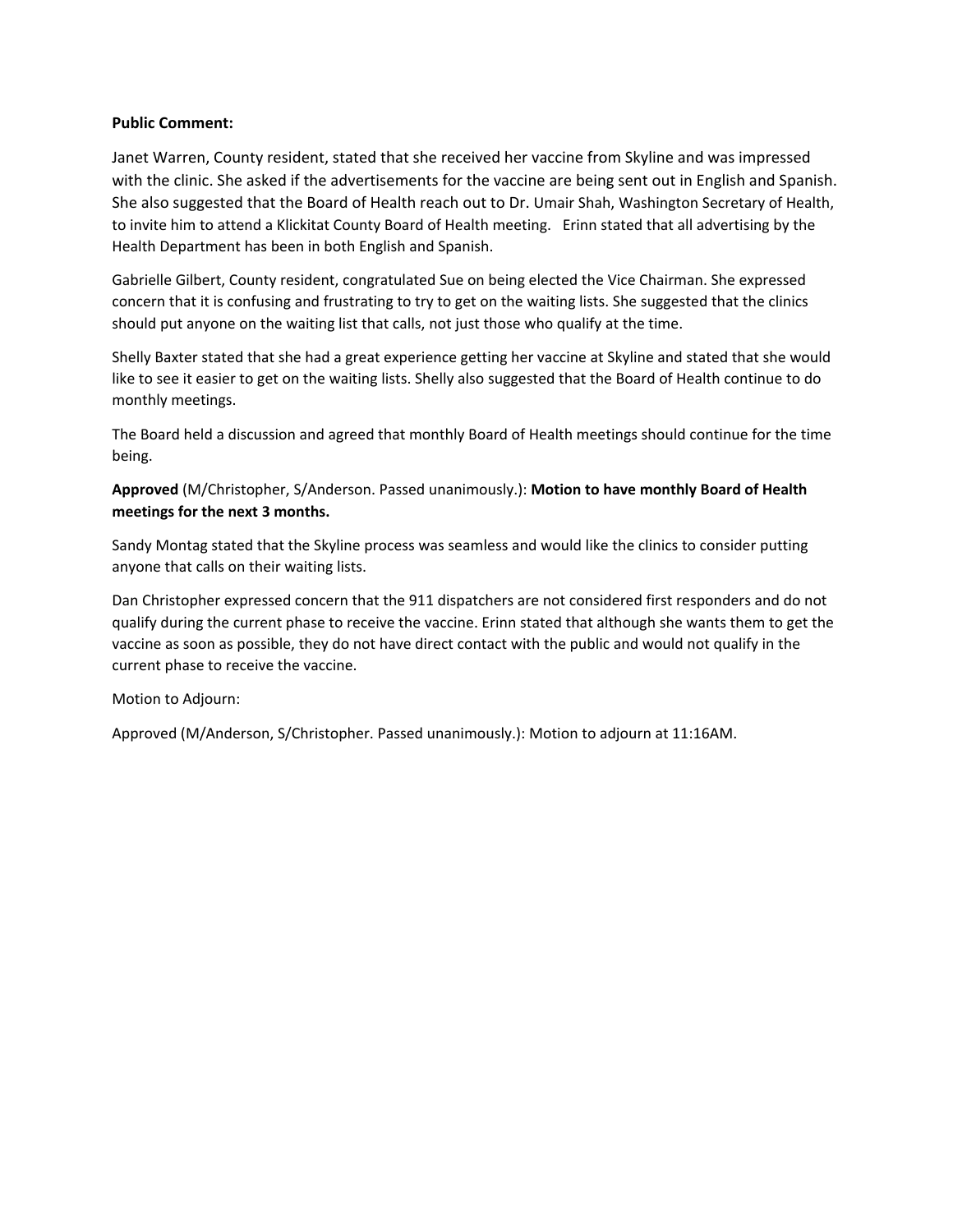**Public Comment:**

Janet Warren, County resident, stated that she received her vaccine from Skyline and was impressed with the clinic. She asked if the advertisements for the vaccine are being sent out in English and Spanish. She also suggested that the Board of Health reach out to Dr. Umair Shah, Washington Secretary of Health, to invite him to attend a Klickitat County Board of Health meeting. Erinn stated that all advertising by the Health Department has been in both English and Spanish.

Gabrielle Gilbert, County resident, congratulated Sue on being elected the Vice Chairman. She expressed concern that it is confusing and frustrating to try to get on the waiting lists. She suggested that the clinics should put anyone on the waiting list that calls, not just those who qualify at the time.

Shelly Baxter stated that she had a great experience getting her vaccine at Skyline and stated that she would like to see it easier to get on the waiting lists. Shelly also suggested that the Board of Health continue to do monthly meetings.

The Board held a discussion and agreed that monthly Board of Health meetings should continue for the time being.

**Approved** (M/Christopher, S/Anderson. Passed unanimously.): **Motion to have monthly Board of Health meetings for the next 3 months.**

Sandy Montag stated that the Skyline process was seamless and would like the clinics to consider putting anyone that calls on their waiting lists.

Dan Christopher expressed concern that the 911 dispatchers are not considered first responders and do not qualify during the current phase to receive the vaccine. Erinn stated that although she wants them to get the vaccine as soon as possible, they do not have direct contact with the public and would not qualify in the current phase to receive the vaccine.

Motion to Adjourn:

Approved (M/Anderson, S/Christopher. Passed unanimously.): Motion to adjourn at 11:16AM.